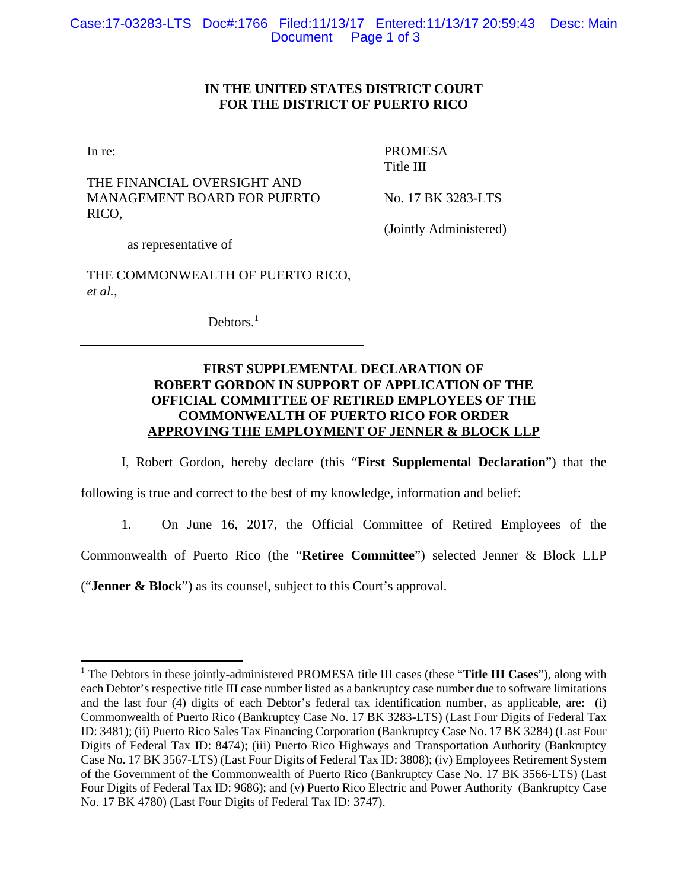**IN THE UNITED STATES DISTRICT COURT**
**FOR THE DISTRICT OF PUERTO RICO**

| | |
|---|---|
| In re:<br><br>THE FINANCIAL OVERSIGHT AND MANAGEMENT BOARD FOR PUERTO RICO,<br><br>as representative of<br><br>THE COMMONWEALTH OF PUERTO RICO, *et al.*,<br><br>Debtors.[1] | PROMESA<br>Title III<br><br>No. 17 BK 3283-LTS<br><br>(Jointly Administered) |

**FIRST SUPPLEMENTAL DECLARATION OF ROBERT GORDON IN SUPPORT OF APPLICATION OF THE OFFICIAL COMMITTEE OF RETIRED EMPLOYEES OF THE COMMONWEALTH OF PUERTO RICO FOR ORDER APPROVING THE EMPLOYMENT OF JENNER & BLOCK LLP**

I, Robert Gordon, hereby declare (this "**First Supplemental Declaration**") that the following is true and correct to the best of my knowledge, information and belief:

1. On June 16, 2017, the Official Committee of Retired Employees of the Commonwealth of Puerto Rico (the "**Retiree Committee**") selected Jenner & Block LLP ("**Jenner & Block**") as its counsel, subject to this Court's approval.

---

[1] The Debtors in these jointly-administered PROMESA title III cases (these "**Title III Cases**"), along with each Debtor's respective title III case number listed as a bankruptcy case number due to software limitations and the last four (4) digits of each Debtor's federal tax identification number, as applicable, are: (i) Commonwealth of Puerto Rico (Bankruptcy Case No. 17 BK 3283-LTS) (Last Four Digits of Federal Tax ID: 3481); (ii) Puerto Rico Sales Tax Financing Corporation (Bankruptcy Case No. 17 BK 3284) (Last Four Digits of Federal Tax ID: 8474); (iii) Puerto Rico Highways and Transportation Authority (Bankruptcy Case No. 17 BK 3567-LTS) (Last Four Digits of Federal Tax ID: 3808); (iv) Employees Retirement System of the Government of the Commonwealth of Puerto Rico (Bankruptcy Case No. 17 BK 3566-LTS) (Last Four Digits of Federal Tax ID: 9686); and (v) Puerto Rico Electric and Power Authority (Bankruptcy Case No. 17 BK 4780) (Last Four Digits of Federal Tax ID: 3747).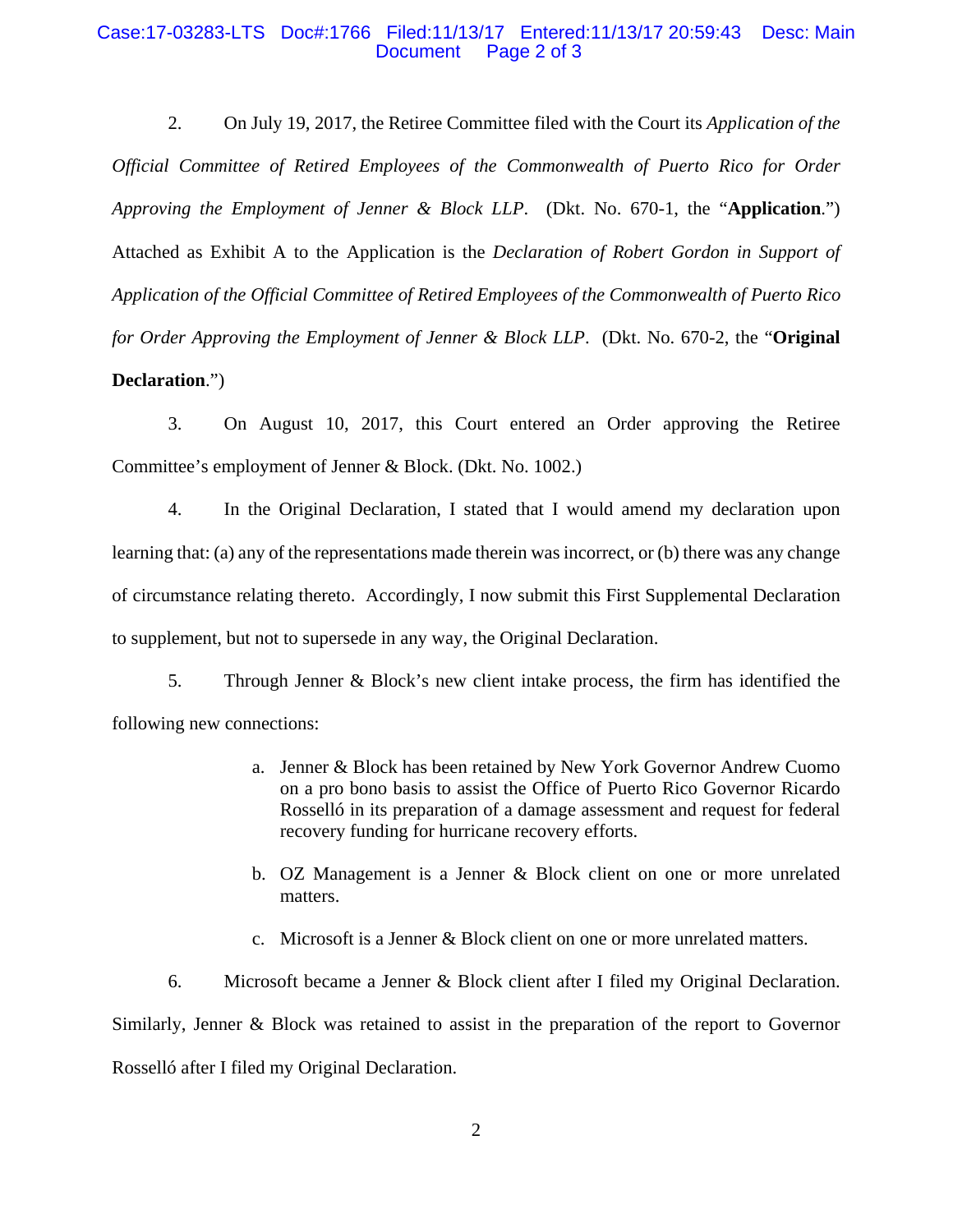2. On July 19, 2017, the Retiree Committee filed with the Court its *Application of the Official Committee of Retired Employees of the Commonwealth of Puerto Rico for Order Approving the Employment of Jenner & Block LLP*. (Dkt. No. 670-1, the "**Application**.") Attached as Exhibit A to the Application is the *Declaration of Robert Gordon in Support of Application of the Official Committee of Retired Employees of the Commonwealth of Puerto Rico for Order Approving the Employment of Jenner & Block LLP*. (Dkt. No. 670-2, the "**Original Declaration**.")

3. On August 10, 2017, this Court entered an Order approving the Retiree Committee's employment of Jenner & Block. (Dkt. No. 1002.)

4. In the Original Declaration, I stated that I would amend my declaration upon learning that: (a) any of the representations made therein was incorrect, or (b) there was any change of circumstance relating thereto. Accordingly, I now submit this First Supplemental Declaration to supplement, but not to supersede in any way, the Original Declaration.

5. Through Jenner & Block's new client intake process, the firm has identified the following new connections:

a. Jenner & Block has been retained by New York Governor Andrew Cuomo on a pro bono basis to assist the Office of Puerto Rico Governor Ricardo Rosselló in its preparation of a damage assessment and request for federal recovery funding for hurricane recovery efforts.

b. OZ Management is a Jenner & Block client on one or more unrelated matters.

c. Microsoft is a Jenner & Block client on one or more unrelated matters.

6. Microsoft became a Jenner & Block client after I filed my Original Declaration. Similarly, Jenner & Block was retained to assist in the preparation of the report to Governor Rosselló after I filed my Original Declaration.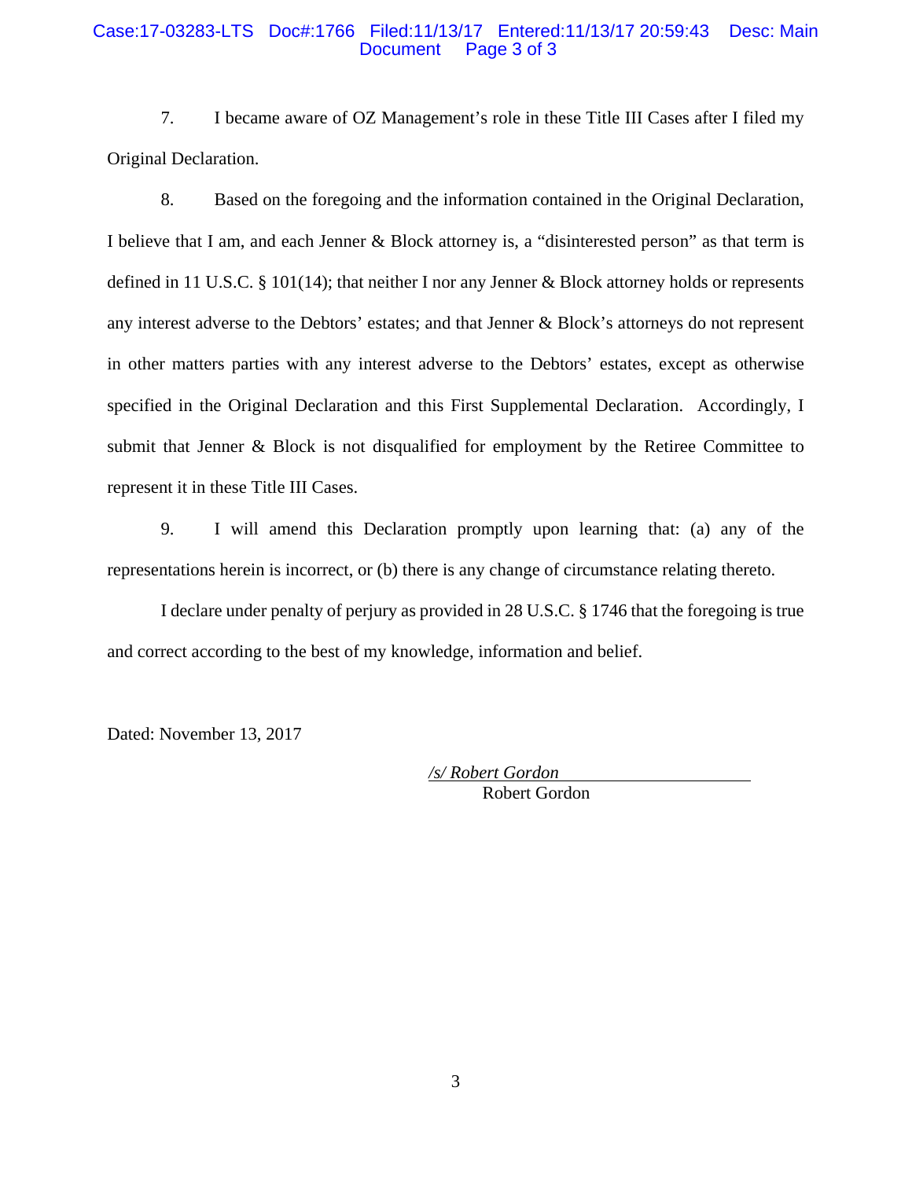7. I became aware of OZ Management's role in these Title III Cases after I filed my Original Declaration.

8. Based on the foregoing and the information contained in the Original Declaration, I believe that I am, and each Jenner & Block attorney is, a "disinterested person" as that term is defined in 11 U.S.C. § 101(14); that neither I nor any Jenner & Block attorney holds or represents any interest adverse to the Debtors' estates; and that Jenner & Block's attorneys do not represent in other matters parties with any interest adverse to the Debtors' estates, except as otherwise specified in the Original Declaration and this First Supplemental Declaration. Accordingly, I submit that Jenner & Block is not disqualified for employment by the Retiree Committee to represent it in these Title III Cases.

9. I will amend this Declaration promptly upon learning that: (a) any of the representations herein is incorrect, or (b) there is any change of circumstance relating thereto.

I declare under penalty of perjury as provided in 28 U.S.C. § 1746 that the foregoing is true and correct according to the best of my knowledge, information and belief.

Dated: November 13, 2017

*/s/ Robert Gordon*
Robert Gordon